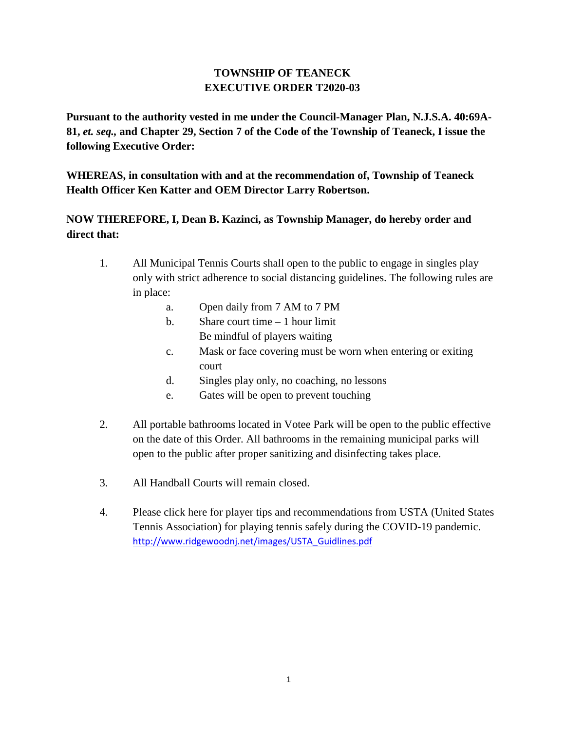# TOWNSHIP OF TEANECK
# EXECUTIVE ORDER T2020-03

**Pursuant to the authority vested in me under the Council-Manager Plan, N.J.S.A. 40:69A-81, *et. seq.*, and Chapter 29, Section 7 of the Code of the Township of Teaneck, I issue the following Executive Order:**

**WHEREAS, in consultation with and at the recommendation of, Township of Teaneck Health Officer Ken Katter and OEM Director Larry Robertson.**

**NOW THEREFORE, I, Dean B. Kazinci, as Township Manager, do hereby order and direct that:**

1. All Municipal Tennis Courts shall open to the public to engage in singles play only with strict adherence to social distancing guidelines. The following rules are in place:
   a. Open daily from 7 AM to 7 PM
   b. Share court time – 1 hour limit
      Be mindful of players waiting
   c. Mask or face covering must be worn when entering or exiting court
   d. Singles play only, no coaching, no lessons
   e. Gates will be open to prevent touching

2. All portable bathrooms located in Votee Park will be open to the public effective on the date of this Order. All bathrooms in the remaining municipal parks will open to the public after proper sanitizing and disinfecting takes place.

3. All Handball Courts will remain closed.

4. Please click here for player tips and recommendations from USTA (United States Tennis Association) for playing tennis safely during the COVID-19 pandemic. http://www.ridgewoodnj.net/images/USTA_Guidlines.pdf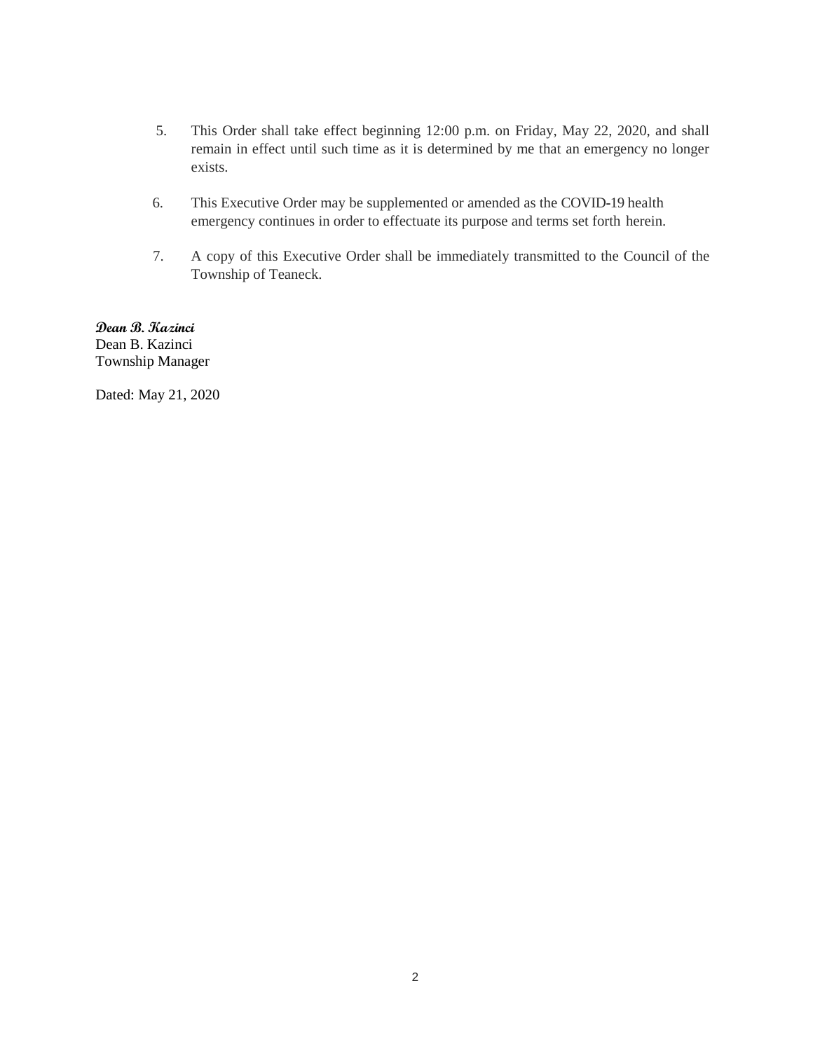5. This Order shall take effect beginning 12:00 p.m. on Friday, May 22, 2020, and shall remain in effect until such time as it is determined by me that an emergency no longer exists.

6. This Executive Order may be supplemented or amended as the COVID-19 health emergency continues in order to effectuate its purpose and terms set forth herein.

7. A copy of this Executive Order shall be immediately transmitted to the Council of the Township of Teaneck.

***Dean B. Kazinci***
Dean B. Kazinci
Township Manager

Dated: May 21, 2020